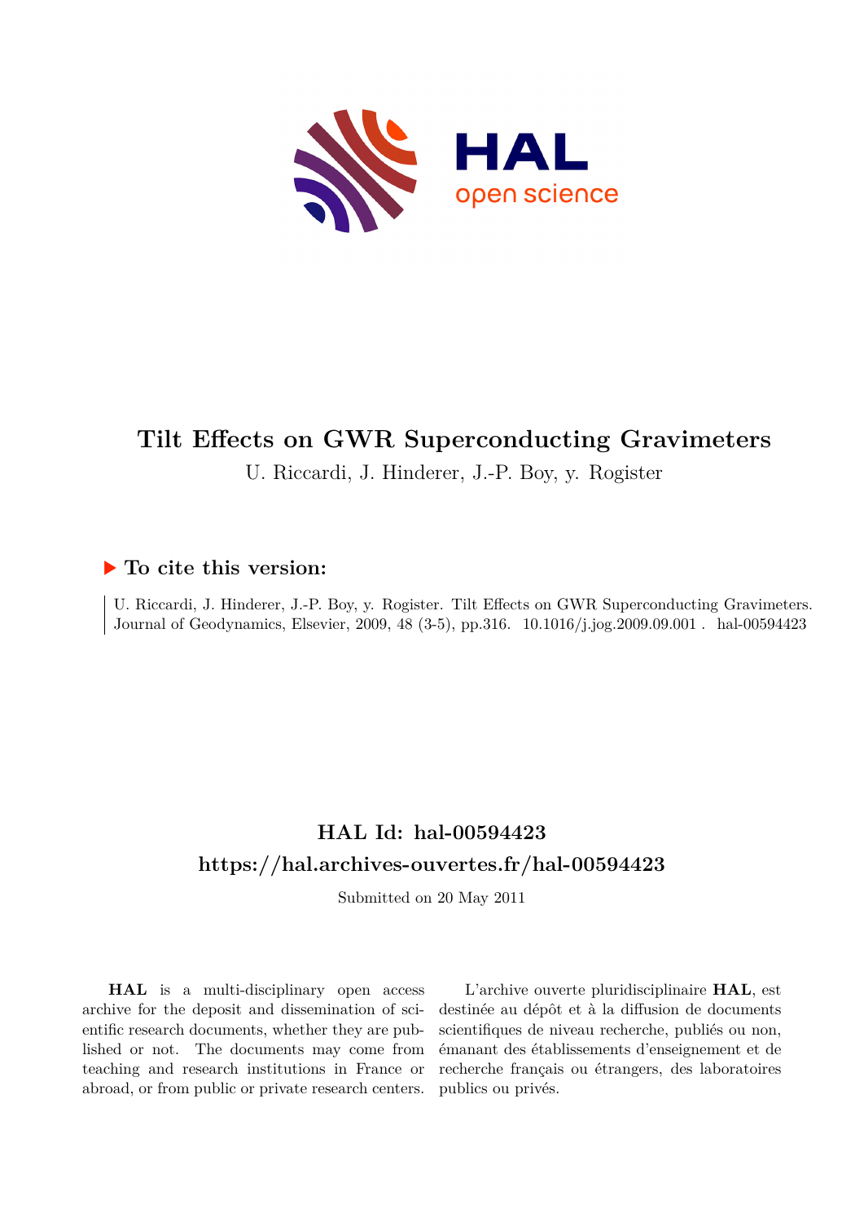# Tilt Effects on GWR Superconducting Gravimeters

U. Riccardi, J. Hinderer, J.-P. Boy, y. Rogister

## ▶ To cite this version:

U. Riccardi, J. Hinderer, J.-P. Boy, y. Rogister. Tilt Effects on GWR Superconducting Gravimeters. Journal of Geodynamics, Elsevier, 2009, 48 (3-5), pp.316. 10.1016/j.jog.2009.09.001 . hal-00594423

## HAL Id: hal-00594423

## https://hal.archives-ouvertes.fr/hal-00594423

Submitted on 20 May 2011

**HAL** is a multi-disciplinary open access archive for the deposit and dissemination of scientific research documents, whether they are published or not. The documents may come from teaching and research institutions in France or abroad, or from public or private research centers.

L'archive ouverte pluridisciplinaire **HAL**, est destinée au dépôt et à la diffusion de documents scientifiques de niveau recherche, publiés ou non, émanant des établissements d'enseignement et de recherche français ou étrangers, des laboratoires publics ou privés.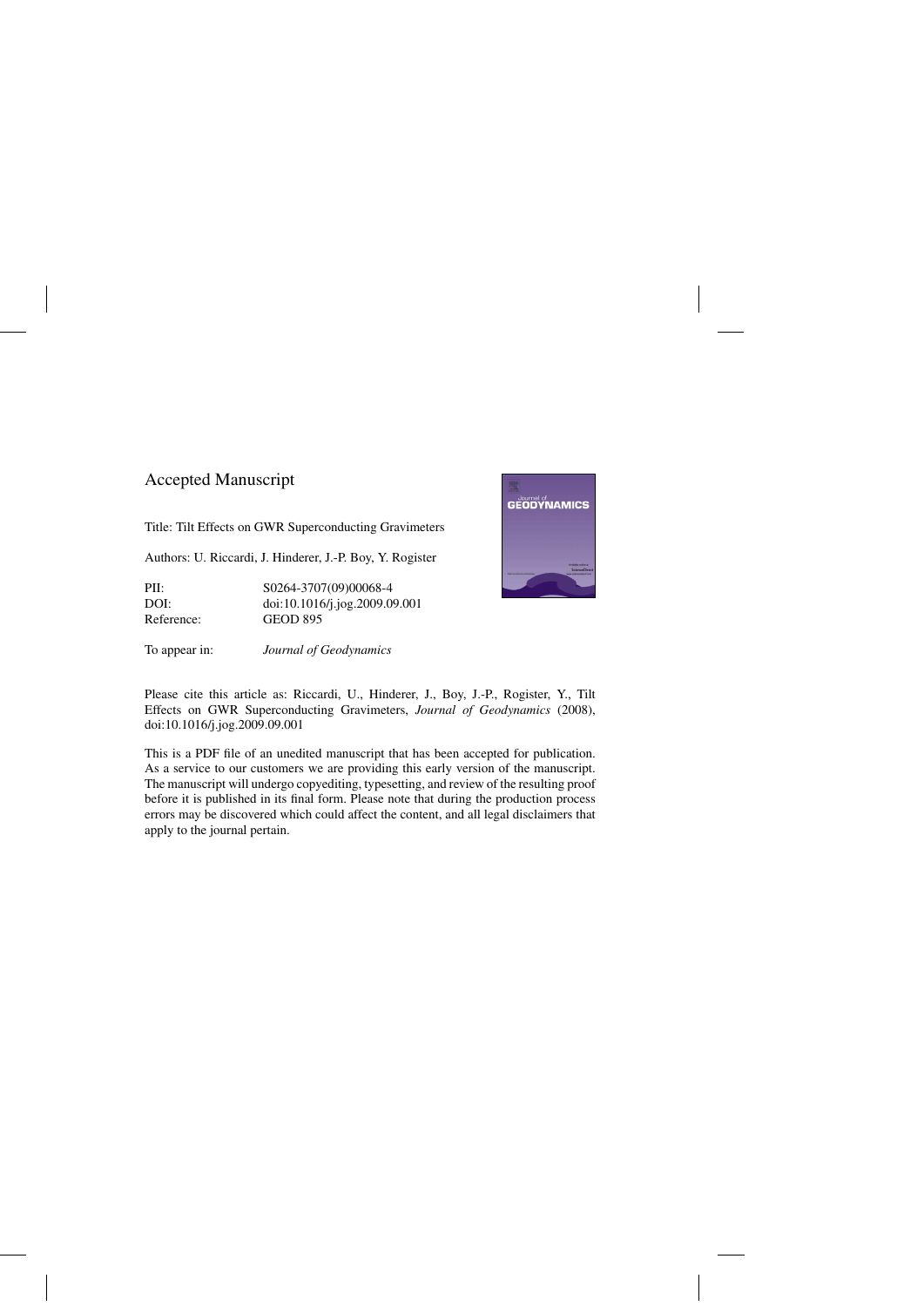Accepted Manuscript

Title: Tilt Effects on GWR Superconducting Gravimeters

Authors: U. Riccardi, J. Hinderer, J.-P. Boy, Y. Rogister

| | |
|---|---|
| PII: | S0264-3707(09)00068-4 |
| DOI: | doi:10.1016/j.jog.2009.09.001 |
| Reference: | GEOD 895 |

To appear in: *Journal of Geodynamics*

Please cite this article as: Riccardi, U., Hinderer, J., Boy, J.-P., Rogister, Y., Tilt Effects on GWR Superconducting Gravimeters, *Journal of Geodynamics* (2008), doi:10.1016/j.jog.2009.09.001

This is a PDF file of an unedited manuscript that has been accepted for publication. As a service to our customers we are providing this early version of the manuscript. The manuscript will undergo copyediting, typesetting, and review of the resulting proof before it is published in its final form. Please note that during the production process errors may be discovered which could affect the content, and all legal disclaimers that apply to the journal pertain.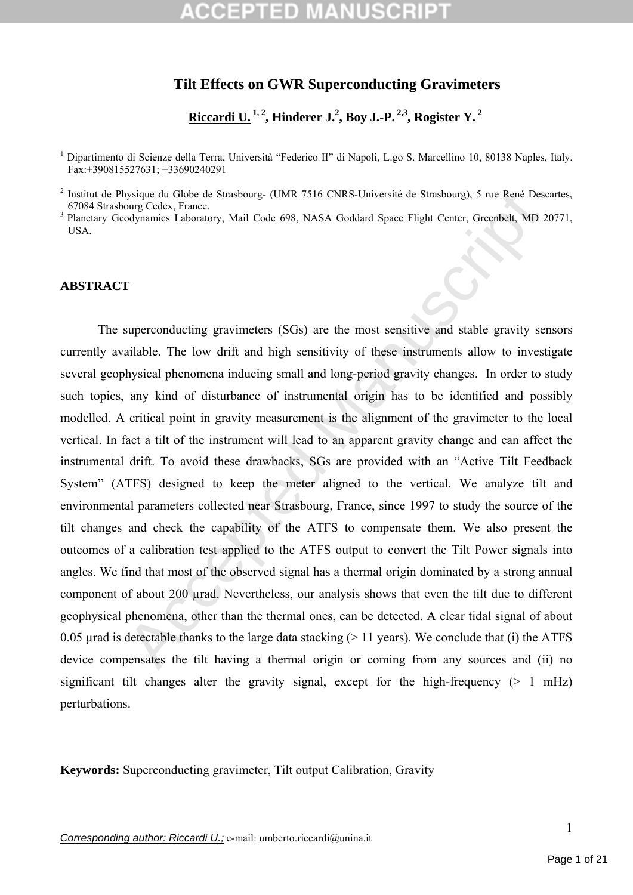# Tilt Effects on GWR Superconducting Gravimeters

**Riccardi U.** [1,2], **Hinderer J.**[2], **Boy J.-P.** [2,3], **Rogister Y.** [2]

[1] Dipartimento di Scienze della Terra, Università "Federico II" di Napoli, L.go S. Marcellino 10, 80138 Naples, Italy. Fax:+390815527631; +33690240291

[2] Institut de Physique du Globe de Strasbourg- (UMR 7516 CNRS-Université de Strasbourg), 5 rue René Descartes, 67084 Strasbourg Cedex, France.

[3] Planetary Geodynamics Laboratory, Mail Code 698, NASA Goddard Space Flight Center, Greenbelt, MD 20771, USA.

## ABSTRACT

The superconducting gravimeters (SGs) are the most sensitive and stable gravity sensors currently available. The low drift and high sensitivity of these instruments allow to investigate several geophysical phenomena inducing small and long-period gravity changes. In order to study such topics, any kind of disturbance of instrumental origin has to be identified and possibly modelled. A critical point in gravity measurement is the alignment of the gravimeter to the local vertical. In fact a tilt of the instrument will lead to an apparent gravity change and can affect the instrumental drift. To avoid these drawbacks, SGs are provided with an "Active Tilt Feedback System" (ATFS) designed to keep the meter aligned to the vertical. We analyze tilt and environmental parameters collected near Strasbourg, France, since 1997 to study the source of the tilt changes and check the capability of the ATFS to compensate them. We also present the outcomes of a calibration test applied to the ATFS output to convert the Tilt Power signals into angles. We find that most of the observed signal has a thermal origin dominated by a strong annual component of about 200 μrad. Nevertheless, our analysis shows that even the tilt due to different geophysical phenomena, other than the thermal ones, can be detected. A clear tidal signal of about 0.05 μrad is detectable thanks to the large data stacking (> 11 years). We conclude that (i) the ATFS device compensates the tilt having a thermal origin or coming from any sources and (ii) no significant tilt changes alter the gravity signal, except for the high-frequency (> 1 mHz) perturbations.

**Keywords:** Superconducting gravimeter, Tilt output Calibration, Gravity

*Corresponding author: Riccardi U.;* e-mail: umberto.riccardi@unina.it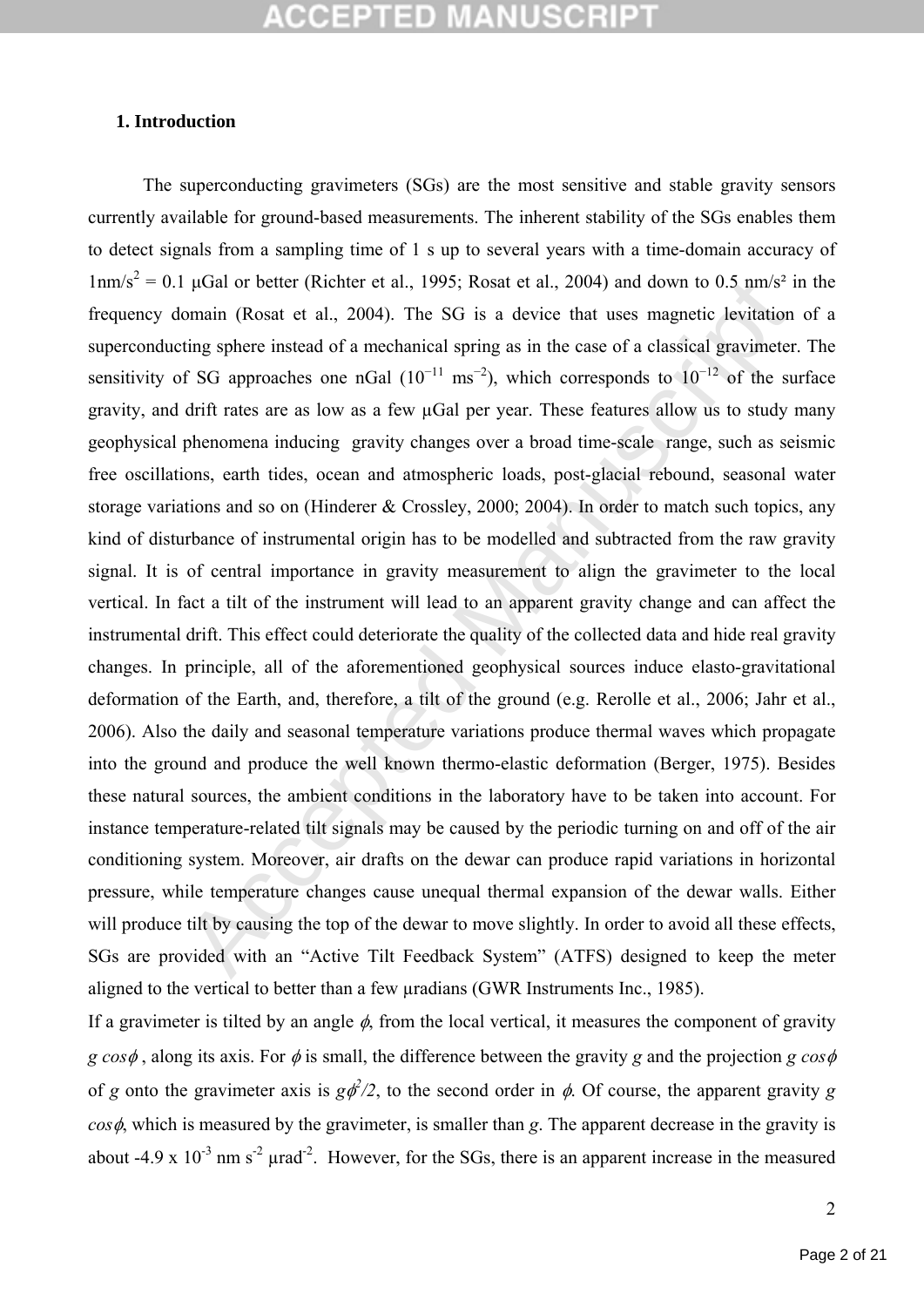## 1. Introduction

The superconducting gravimeters (SGs) are the most sensitive and stable gravity sensors currently available for ground-based measurements. The inherent stability of the SGs enables them to detect signals from a sampling time of 1 s up to several years with a time-domain accuracy of $1 nm/s^2 = 0.1$ µGal or better (Richter et al., 1995; Rosat et al., 2004) and down to 0.5 nm/s² in the frequency domain (Rosat et al., 2004). The SG is a device that uses magnetic levitation of a superconducting sphere instead of a mechanical spring as in the case of a classical gravimeter. The sensitivity of SG approaches one nGal ($10^{-11}$ $ms^{-2}$), which corresponds to $10^{-12}$ of the surface gravity, and drift rates are as low as a few µGal per year. These features allow us to study many geophysical phenomena inducing gravity changes over a broad time-scale range, such as seismic free oscillations, earth tides, ocean and atmospheric loads, post-glacial rebound, seasonal water storage variations and so on (Hinderer & Crossley, 2000; 2004). In order to match such topics, any kind of disturbance of instrumental origin has to be modelled and subtracted from the raw gravity signal. It is of central importance in gravity measurement to align the gravimeter to the local vertical. In fact a tilt of the instrument will lead to an apparent gravity change and can affect the instrumental drift. This effect could deteriorate the quality of the collected data and hide real gravity changes. In principle, all of the aforementioned geophysical sources induce elasto-gravitational deformation of the Earth, and, therefore, a tilt of the ground (e.g. Rerolle et al., 2006; Jahr et al., 2006). Also the daily and seasonal temperature variations produce thermal waves which propagate into the ground and produce the well known thermo-elastic deformation (Berger, 1975). Besides these natural sources, the ambient conditions in the laboratory have to be taken into account. For instance temperature-related tilt signals may be caused by the periodic turning on and off of the air conditioning system. Moreover, air drafts on the dewar can produce rapid variations in horizontal pressure, while temperature changes cause unequal thermal expansion of the dewar walls. Either will produce tilt by causing the top of the dewar to move slightly. In order to avoid all these effects, SGs are provided with an "Active Tilt Feedback System" (ATFS) designed to keep the meter aligned to the vertical to better than a few µradians (GWR Instruments Inc., 1985).

If a gravimeter is tilted by an angle $\phi$, from the local vertical, it measures the component of gravity $g \cos\phi$ , along its axis. For $\phi$ is small, the difference between the gravity $g$ and the projection $g \cos\phi$ of $g$ onto the gravimeter axis is $g\phi^2/2$, to the second order in $\phi$. Of course, the apparent gravity $g \cos\phi$, which is measured by the gravimeter, is smaller than $g$. The apparent decrease in the gravity is about $-4.9 \times 10^{-3}$ nm $s^{-2}$ µrad$^{-2}$. However, for the SGs, there is an apparent increase in the measured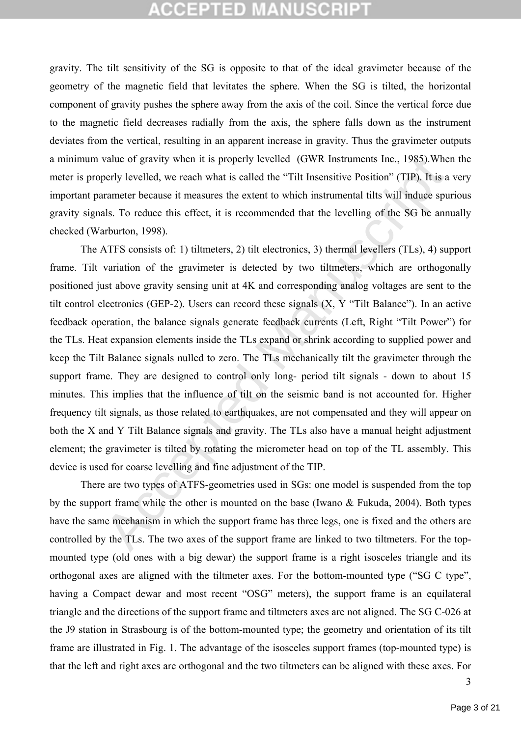gravity. The tilt sensitivity of the SG is opposite to that of the ideal gravimeter because of the geometry of the magnetic field that levitates the sphere. When the SG is tilted, the horizontal component of gravity pushes the sphere away from the axis of the coil. Since the vertical force due to the magnetic field decreases radially from the axis, the sphere falls down as the instrument deviates from the vertical, resulting in an apparent increase in gravity. Thus the gravimeter outputs a minimum value of gravity when it is properly levelled (GWR Instruments Inc., 1985).When the meter is properly levelled, we reach what is called the "Tilt Insensitive Position" (TIP). It is a very important parameter because it measures the extent to which instrumental tilts will induce spurious gravity signals. To reduce this effect, it is recommended that the levelling of the SG be annually checked (Warburton, 1998).

The ATFS consists of: 1) tiltmeters, 2) tilt electronics, 3) thermal levellers (TLs), 4) support frame. Tilt variation of the gravimeter is detected by two tiltmeters, which are orthogonally positioned just above gravity sensing unit at 4K and corresponding analog voltages are sent to the tilt control electronics (GEP-2). Users can record these signals (X, Y "Tilt Balance"). In an active feedback operation, the balance signals generate feedback currents (Left, Right "Tilt Power") for the TLs. Heat expansion elements inside the TLs expand or shrink according to supplied power and keep the Tilt Balance signals nulled to zero. The TLs mechanically tilt the gravimeter through the support frame. They are designed to control only long- period tilt signals - down to about 15 minutes. This implies that the influence of tilt on the seismic band is not accounted for. Higher frequency tilt signals, as those related to earthquakes, are not compensated and they will appear on both the X and Y Tilt Balance signals and gravity. The TLs also have a manual height adjustment element; the gravimeter is tilted by rotating the micrometer head on top of the TL assembly. This device is used for coarse levelling and fine adjustment of the TIP.

There are two types of ATFS-geometries used in SGs: one model is suspended from the top by the support frame while the other is mounted on the base (Iwano & Fukuda, 2004). Both types have the same mechanism in which the support frame has three legs, one is fixed and the others are controlled by the TLs. The two axes of the support frame are linked to two tiltmeters. For the top-mounted type (old ones with a big dewar) the support frame is a right isosceles triangle and its orthogonal axes are aligned with the tiltmeter axes. For the bottom-mounted type ("SG C type", having a Compact dewar and most recent "OSG" meters), the support frame is an equilateral triangle and the directions of the support frame and tiltmeters axes are not aligned. The SG C-026 at the J9 station in Strasbourg is of the bottom-mounted type; the geometry and orientation of its tilt frame are illustrated in Fig. 1. The advantage of the isosceles support frames (top-mounted type) is that the left and right axes are orthogonal and the two tiltmeters can be aligned with these axes. For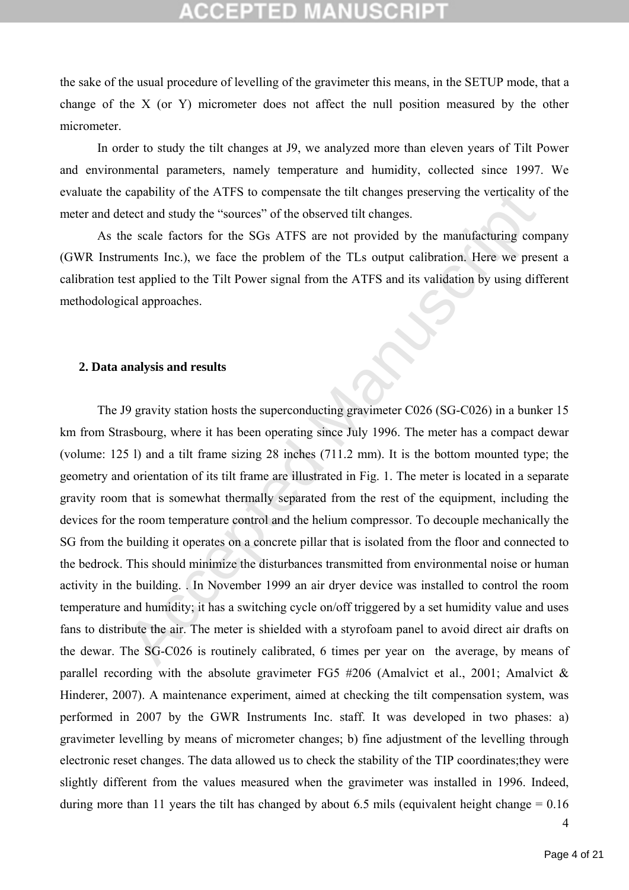the sake of the usual procedure of levelling of the gravimeter this means, in the SETUP mode, that a change of the X (or Y) micrometer does not affect the null position measured by the other micrometer.

In order to study the tilt changes at J9, we analyzed more than eleven years of Tilt Power and environmental parameters, namely temperature and humidity, collected since 1997. We evaluate the capability of the ATFS to compensate the tilt changes preserving the verticality of the meter and detect and study the "sources" of the observed tilt changes.

As the scale factors for the SGs ATFS are not provided by the manufacturing company (GWR Instruments Inc.), we face the problem of the TLs output calibration. Here we present a calibration test applied to the Tilt Power signal from the ATFS and its validation by using different methodological approaches.

## 2. Data analysis and results

The J9 gravity station hosts the superconducting gravimeter C026 (SG-C026) in a bunker 15 km from Strasbourg, where it has been operating since July 1996. The meter has a compact dewar (volume: 125 l) and a tilt frame sizing 28 inches (711.2 mm). It is the bottom mounted type; the geometry and orientation of its tilt frame are illustrated in Fig. 1. The meter is located in a separate gravity room that is somewhat thermally separated from the rest of the equipment, including the devices for the room temperature control and the helium compressor. To decouple mechanically the SG from the building it operates on a concrete pillar that is isolated from the floor and connected to the bedrock. This should minimize the disturbances transmitted from environmental noise or human activity in the building. . In November 1999 an air dryer device was installed to control the room temperature and humidity; it has a switching cycle on/off triggered by a set humidity value and uses fans to distribute the air. The meter is shielded with a styrofoam panel to avoid direct air drafts on the dewar. The SG-C026 is routinely calibrated, 6 times per year on the average, by means of parallel recording with the absolute gravimeter FG5 #206 (Amalvict et al., 2001; Amalvict & Hinderer, 2007). A maintenance experiment, aimed at checking the tilt compensation system, was performed in 2007 by the GWR Instruments Inc. staff. It was developed in two phases: a) gravimeter levelling by means of micrometer changes; b) fine adjustment of the levelling through electronic reset changes. The data allowed us to check the stability of the TIP coordinates;they were slightly different from the values measured when the gravimeter was installed in 1996. Indeed, during more than 11 years the tilt has changed by about 6.5 mils (equivalent height change = 0.16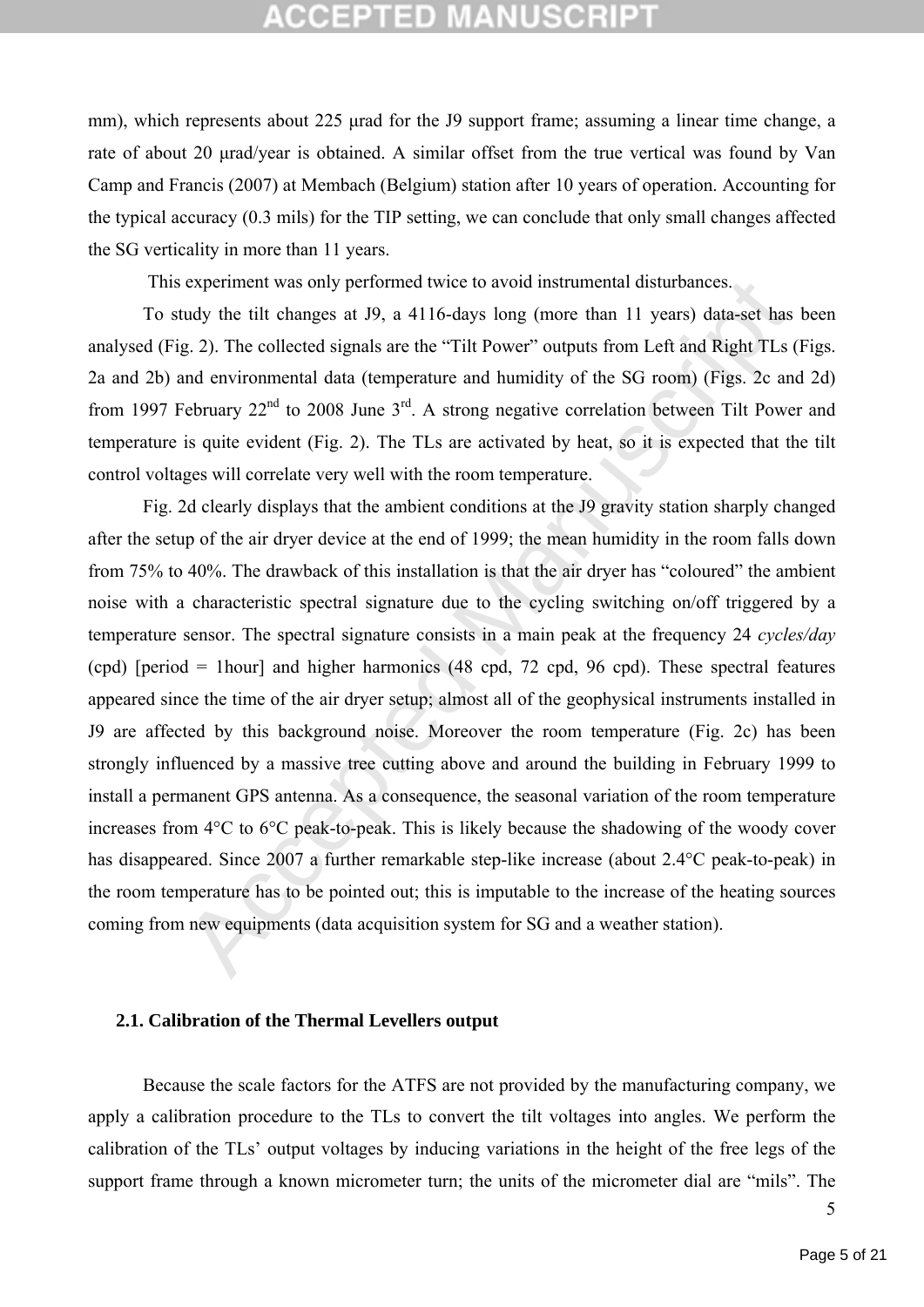mm), which represents about 225 μrad for the J9 support frame; assuming a linear time change, a rate of about 20 μrad/year is obtained. A similar offset from the true vertical was found by Van Camp and Francis (2007) at Membach (Belgium) station after 10 years of operation. Accounting for the typical accuracy (0.3 mils) for the TIP setting, we can conclude that only small changes affected the SG verticality in more than 11 years.

This experiment was only performed twice to avoid instrumental disturbances.

To study the tilt changes at J9, a 4116-days long (more than 11 years) data-set has been analysed (Fig. 2). The collected signals are the "Tilt Power" outputs from Left and Right TLs (Figs. 2a and 2b) and environmental data (temperature and humidity of the SG room) (Figs. 2c and 2d) from 1997 February 22$^{nd}$ to 2008 June 3$^{rd}$. A strong negative correlation between Tilt Power and temperature is quite evident (Fig. 2). The TLs are activated by heat, so it is expected that the tilt control voltages will correlate very well with the room temperature.

Fig. 2d clearly displays that the ambient conditions at the J9 gravity station sharply changed after the setup of the air dryer device at the end of 1999; the mean humidity in the room falls down from 75% to 40%. The drawback of this installation is that the air dryer has "coloured" the ambient noise with a characteristic spectral signature due to the cycling switching on/off triggered by a temperature sensor. The spectral signature consists in a main peak at the frequency 24 *cycles/day* (cpd) [period = 1hour] and higher harmonics (48 cpd, 72 cpd, 96 cpd). These spectral features appeared since the time of the air dryer setup; almost all of the geophysical instruments installed in J9 are affected by this background noise. Moreover the room temperature (Fig. 2c) has been strongly influenced by a massive tree cutting above and around the building in February 1999 to install a permanent GPS antenna. As a consequence, the seasonal variation of the room temperature increases from 4°C to 6°C peak-to-peak. This is likely because the shadowing of the woody cover has disappeared. Since 2007 a further remarkable step-like increase (about 2.4°C peak-to-peak) in the room temperature has to be pointed out; this is imputable to the increase of the heating sources coming from new equipments (data acquisition system for SG and a weather station).

### 2.1. Calibration of the Thermal Levellers output

Because the scale factors for the ATFS are not provided by the manufacturing company, we apply a calibration procedure to the TLs to convert the tilt voltages into angles. We perform the calibration of the TLs' output voltages by inducing variations in the height of the free legs of the support frame through a known micrometer turn; the units of the micrometer dial are "mils". The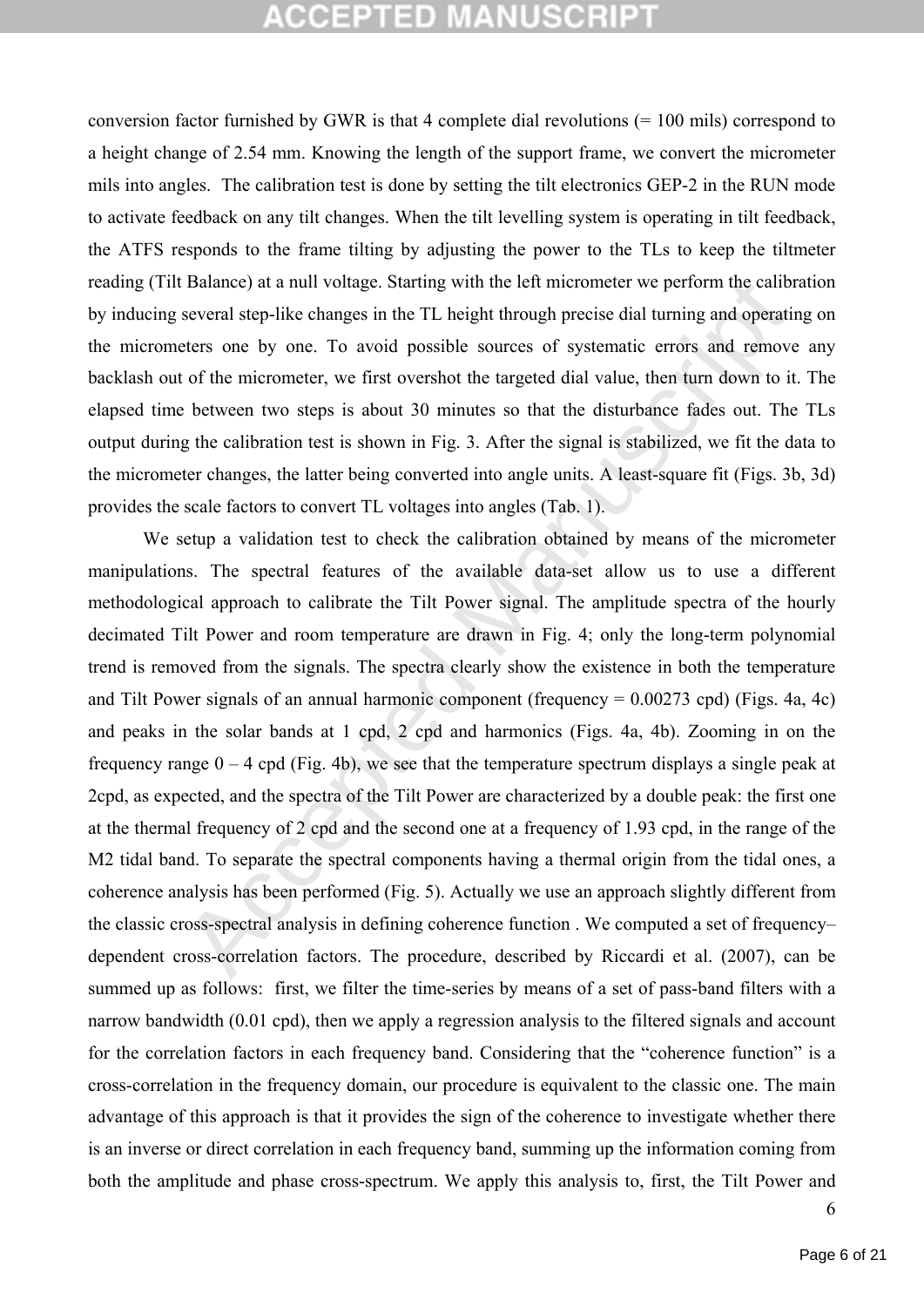conversion factor furnished by GWR is that 4 complete dial revolutions (= 100 mils) correspond to a height change of 2.54 mm. Knowing the length of the support frame, we convert the micrometer mils into angles. The calibration test is done by setting the tilt electronics GEP-2 in the RUN mode to activate feedback on any tilt changes. When the tilt levelling system is operating in tilt feedback, the ATFS responds to the frame tilting by adjusting the power to the TLs to keep the tiltmeter reading (Tilt Balance) at a null voltage. Starting with the left micrometer we perform the calibration by inducing several step-like changes in the TL height through precise dial turning and operating on the micrometers one by one. To avoid possible sources of systematic errors and remove any backlash out of the micrometer, we first overshot the targeted dial value, then turn down to it. The elapsed time between two steps is about 30 minutes so that the disturbance fades out. The TLs output during the calibration test is shown in Fig. 3. After the signal is stabilized, we fit the data to the micrometer changes, the latter being converted into angle units. A least-square fit (Figs. 3b, 3d) provides the scale factors to convert TL voltages into angles (Tab. 1).

We setup a validation test to check the calibration obtained by means of the micrometer manipulations. The spectral features of the available data-set allow us to use a different methodological approach to calibrate the Tilt Power signal. The amplitude spectra of the hourly decimated Tilt Power and room temperature are drawn in Fig. 4; only the long-term polynomial trend is removed from the signals. The spectra clearly show the existence in both the temperature and Tilt Power signals of an annual harmonic component (frequency = 0.00273 cpd) (Figs. 4a, 4c) and peaks in the solar bands at 1 cpd, 2 cpd and harmonics (Figs. 4a, 4b). Zooming in on the frequency range 0 – 4 cpd (Fig. 4b), we see that the temperature spectrum displays a single peak at 2cpd, as expected, and the spectra of the Tilt Power are characterized by a double peak: the first one at the thermal frequency of 2 cpd and the second one at a frequency of 1.93 cpd, in the range of the M2 tidal band. To separate the spectral components having a thermal origin from the tidal ones, a coherence analysis has been performed (Fig. 5). Actually we use an approach slightly different from the classic cross-spectral analysis in defining coherence function . We computed a set of frequency–dependent cross-correlation factors. The procedure, described by Riccardi et al. (2007), can be summed up as follows: first, we filter the time-series by means of a set of pass-band filters with a narrow bandwidth (0.01 cpd), then we apply a regression analysis to the filtered signals and account for the correlation factors in each frequency band. Considering that the "coherence function" is a cross-correlation in the frequency domain, our procedure is equivalent to the classic one. The main advantage of this approach is that it provides the sign of the coherence to investigate whether there is an inverse or direct correlation in each frequency band, summing up the information coming from both the amplitude and phase cross-spectrum. We apply this analysis to, first, the Tilt Power and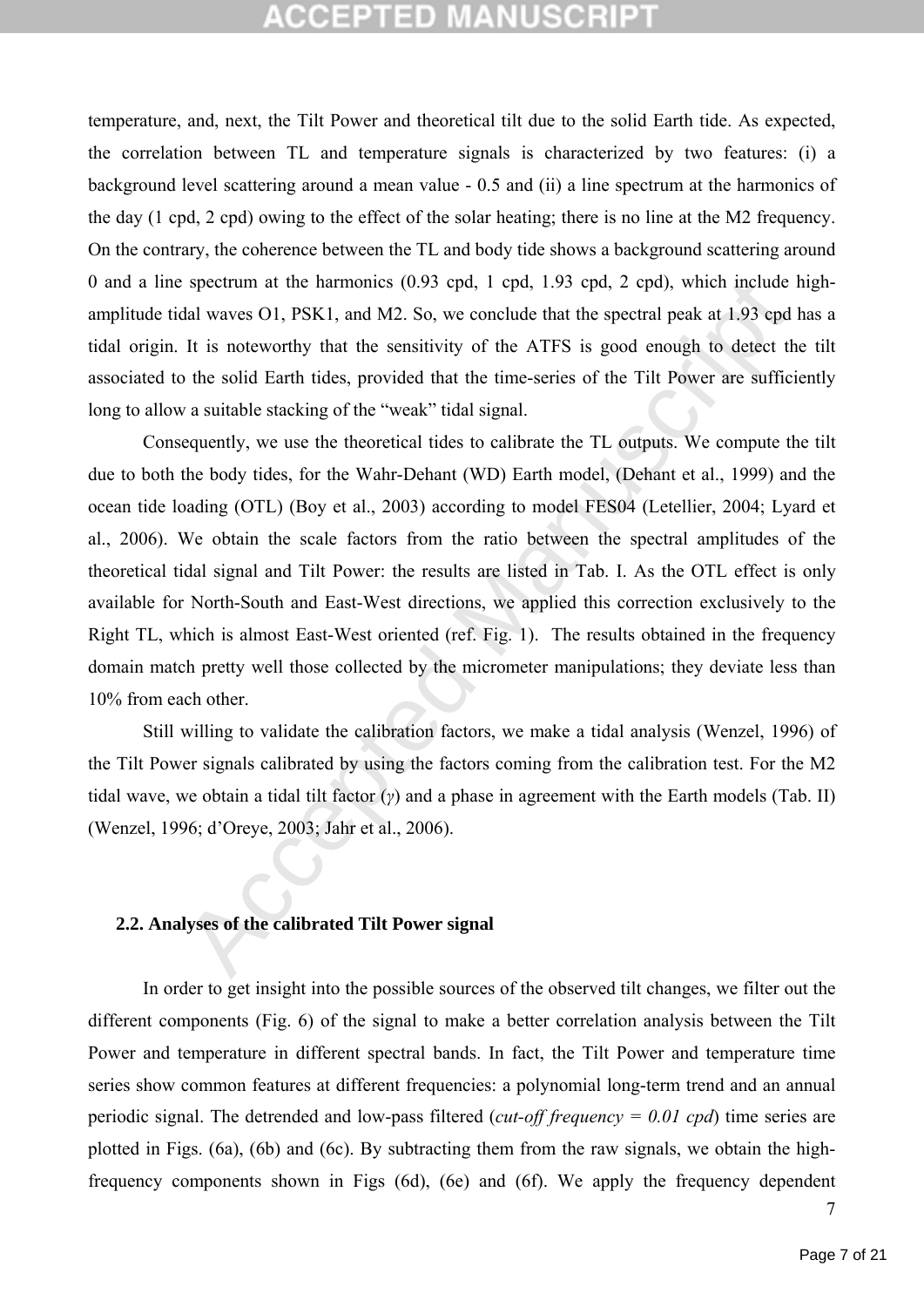temperature, and, next, the Tilt Power and theoretical tilt due to the solid Earth tide. As expected, the correlation between TL and temperature signals is characterized by two features: (i) a background level scattering around a mean value - 0.5 and (ii) a line spectrum at the harmonics of the day (1 cpd, 2 cpd) owing to the effect of the solar heating; there is no line at the M2 frequency. On the contrary, the coherence between the TL and body tide shows a background scattering around 0 and a line spectrum at the harmonics (0.93 cpd, 1 cpd, 1.93 cpd, 2 cpd), which include high-amplitude tidal waves O1, PSK1, and M2. So, we conclude that the spectral peak at 1.93 cpd has a tidal origin. It is noteworthy that the sensitivity of the ATFS is good enough to detect the tilt associated to the solid Earth tides, provided that the time-series of the Tilt Power are sufficiently long to allow a suitable stacking of the "weak" tidal signal.

Consequently, we use the theoretical tides to calibrate the TL outputs. We compute the tilt due to both the body tides, for the Wahr-Dehant (WD) Earth model, (Dehant et al., 1999) and the ocean tide loading (OTL) (Boy et al., 2003) according to model FES04 (Letellier, 2004; Lyard et al., 2006). We obtain the scale factors from the ratio between the spectral amplitudes of the theoretical tidal signal and Tilt Power: the results are listed in Tab. I. As the OTL effect is only available for North-South and East-West directions, we applied this correction exclusively to the Right TL, which is almost East-West oriented (ref. Fig. 1). The results obtained in the frequency domain match pretty well those collected by the micrometer manipulations; they deviate less than 10% from each other.

Still willing to validate the calibration factors, we make a tidal analysis (Wenzel, 1996) of the Tilt Power signals calibrated by using the factors coming from the calibration test. For the M2 tidal wave, we obtain a tidal tilt factor ($\gamma$) and a phase in agreement with the Earth models (Tab. II) (Wenzel, 1996; d'Oreye, 2003; Jahr et al., 2006).

## 2.2. Analyses of the calibrated Tilt Power signal

In order to get insight into the possible sources of the observed tilt changes, we filter out the different components (Fig. 6) of the signal to make a better correlation analysis between the Tilt Power and temperature in different spectral bands. In fact, the Tilt Power and temperature time series show common features at different frequencies: a polynomial long-term trend and an annual periodic signal. The detrended and low-pass filtered (*cut-off frequency = 0.01 cpd*) time series are plotted in Figs. (6a), (6b) and (6c). By subtracting them from the raw signals, we obtain the high-frequency components shown in Figs (6d), (6e) and (6f). We apply the frequency dependent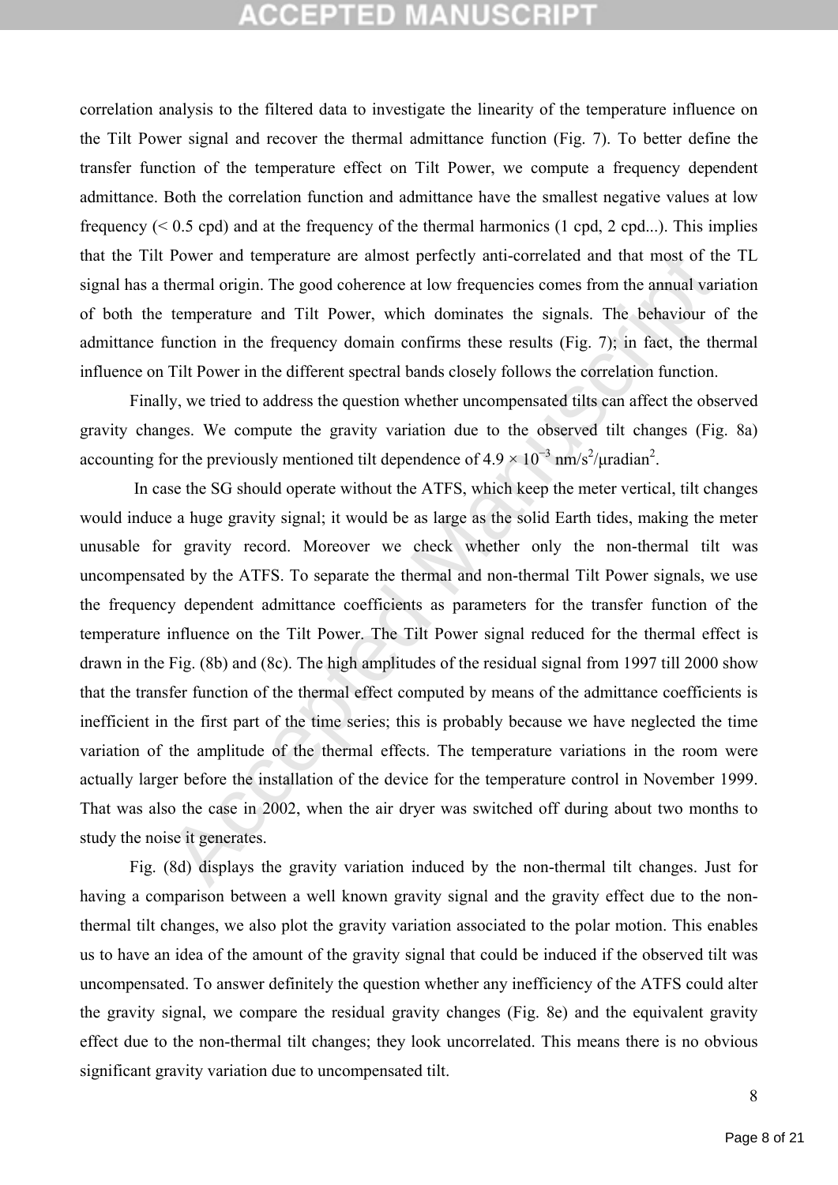correlation analysis to the filtered data to investigate the linearity of the temperature influence on the Tilt Power signal and recover the thermal admittance function (Fig. 7). To better define the transfer function of the temperature effect on Tilt Power, we compute a frequency dependent admittance. Both the correlation function and admittance have the smallest negative values at low frequency (< 0.5 cpd) and at the frequency of the thermal harmonics (1 cpd, 2 cpd...). This implies that the Tilt Power and temperature are almost perfectly anti-correlated and that most of the TL signal has a thermal origin. The good coherence at low frequencies comes from the annual variation of both the temperature and Tilt Power, which dominates the signals. The behaviour of the admittance function in the frequency domain confirms these results (Fig. 7); in fact, the thermal influence on Tilt Power in the different spectral bands closely follows the correlation function.

Finally, we tried to address the question whether uncompensated tilts can affect the observed gravity changes. We compute the gravity variation due to the observed tilt changes (Fig. 8a) accounting for the previously mentioned tilt dependence of $4.9 \times 10^{-3}$ nm/s$^2$/μradian$^2$.

In case the SG should operate without the ATFS, which keep the meter vertical, tilt changes would induce a huge gravity signal; it would be as large as the solid Earth tides, making the meter unusable for gravity record. Moreover we check whether only the non-thermal tilt was uncompensated by the ATFS. To separate the thermal and non-thermal Tilt Power signals, we use the frequency dependent admittance coefficients as parameters for the transfer function of the temperature influence on the Tilt Power. The Tilt Power signal reduced for the thermal effect is drawn in the Fig. (8b) and (8c). The high amplitudes of the residual signal from 1997 till 2000 show that the transfer function of the thermal effect computed by means of the admittance coefficients is inefficient in the first part of the time series; this is probably because we have neglected the time variation of the amplitude of the thermal effects. The temperature variations in the room were actually larger before the installation of the device for the temperature control in November 1999. That was also the case in 2002, when the air dryer was switched off during about two months to study the noise it generates.

Fig. (8d) displays the gravity variation induced by the non-thermal tilt changes. Just for having a comparison between a well known gravity signal and the gravity effect due to the non-thermal tilt changes, we also plot the gravity variation associated to the polar motion. This enables us to have an idea of the amount of the gravity signal that could be induced if the observed tilt was uncompensated. To answer definitely the question whether any inefficiency of the ATFS could alter the gravity signal, we compare the residual gravity changes (Fig. 8e) and the equivalent gravity effect due to the non-thermal tilt changes; they look uncorrelated. This means there is no obvious significant gravity variation due to uncompensated tilt.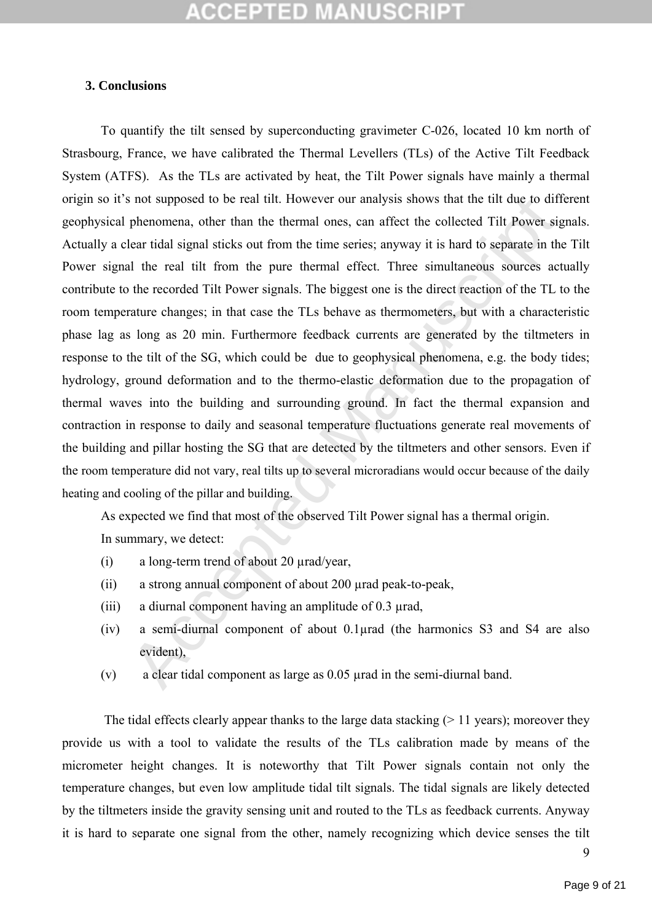## 3. Conclusions

To quantify the tilt sensed by superconducting gravimeter C-026, located 10 km north of Strasbourg, France, we have calibrated the Thermal Levellers (TLs) of the Active Tilt Feedback System (ATFS). As the TLs are activated by heat, the Tilt Power signals have mainly a thermal origin so it's not supposed to be real tilt. However our analysis shows that the tilt due to different geophysical phenomena, other than the thermal ones, can affect the collected Tilt Power signals. Actually a clear tidal signal sticks out from the time series; anyway it is hard to separate in the Tilt Power signal the real tilt from the pure thermal effect. Three simultaneous sources actually contribute to the recorded Tilt Power signals. The biggest one is the direct reaction of the TL to the room temperature changes; in that case the TLs behave as thermometers, but with a characteristic phase lag as long as 20 min. Furthermore feedback currents are generated by the tiltmeters in response to the tilt of the SG, which could be due to geophysical phenomena, e.g. the body tides; hydrology, ground deformation and to the thermo-elastic deformation due to the propagation of thermal waves into the building and surrounding ground. In fact the thermal expansion and contraction in response to daily and seasonal temperature fluctuations generate real movements of the building and pillar hosting the SG that are detected by the tiltmeters and other sensors. Even if the room temperature did not vary, real tilts up to several microradians would occur because of the daily heating and cooling of the pillar and building.

As expected we find that most of the observed Tilt Power signal has a thermal origin.

In summary, we detect:

(i) a long-term trend of about 20 μrad/year,

(ii) a strong annual component of about 200 μrad peak-to-peak,

(iii) a diurnal component having an amplitude of 0.3 μrad,

(iv) a semi-diurnal component of about 0.1μrad (the harmonics S3 and S4 are also evident),

(v) a clear tidal component as large as 0.05 μrad in the semi-diurnal band.

The tidal effects clearly appear thanks to the large data stacking (> 11 years); moreover they provide us with a tool to validate the results of the TLs calibration made by means of the micrometer height changes. It is noteworthy that Tilt Power signals contain not only the temperature changes, but even low amplitude tidal tilt signals. The tidal signals are likely detected by the tiltmeters inside the gravity sensing unit and routed to the TLs as feedback currents. Anyway it is hard to separate one signal from the other, namely recognizing which device senses the tilt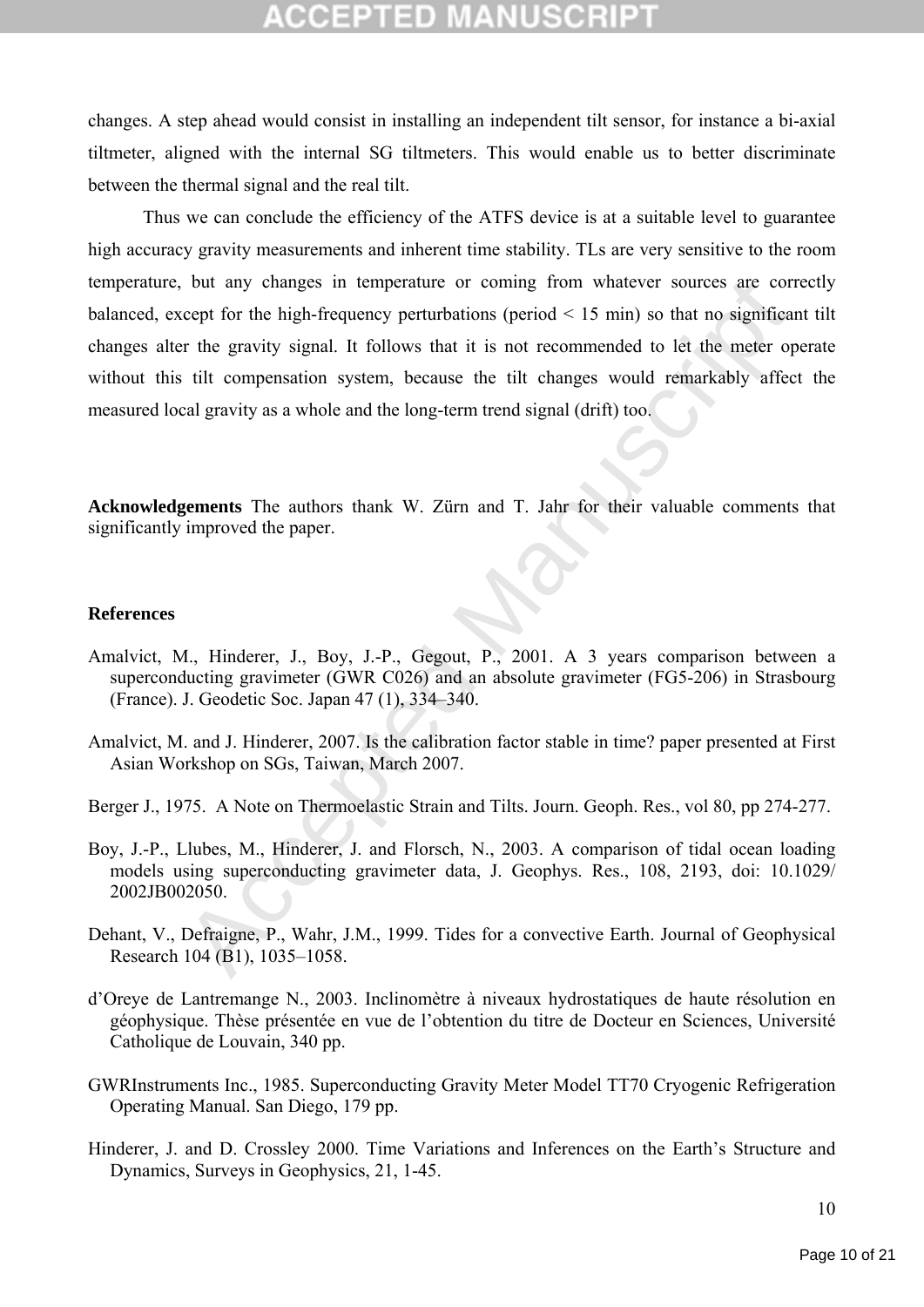changes. A step ahead would consist in installing an independent tilt sensor, for instance a bi-axial tiltmeter, aligned with the internal SG tiltmeters. This would enable us to better discriminate between the thermal signal and the real tilt.

Thus we can conclude the efficiency of the ATFS device is at a suitable level to guarantee high accuracy gravity measurements and inherent time stability. TLs are very sensitive to the room temperature, but any changes in temperature or coming from whatever sources are correctly balanced, except for the high-frequency perturbations (period < 15 min) so that no significant tilt changes alter the gravity signal. It follows that it is not recommended to let the meter operate without this tilt compensation system, because the tilt changes would remarkably affect the measured local gravity as a whole and the long-term trend signal (drift) too.

**Acknowledgements** The authors thank W. Zürn and T. Jahr for their valuable comments that significantly improved the paper.

## References

Amalvict, M., Hinderer, J., Boy, J.-P., Gegout, P., 2001. A 3 years comparison between a superconducting gravimeter (GWR C026) and an absolute gravimeter (FG5-206) in Strasbourg (France). J. Geodetic Soc. Japan 47 (1), 334–340.

Amalvict, M. and J. Hinderer, 2007. Is the calibration factor stable in time? paper presented at First Asian Workshop on SGs, Taiwan, March 2007.

Berger J., 1975. A Note on Thermoelastic Strain and Tilts. Journ. Geoph. Res., vol 80, pp 274-277.

Boy, J.-P., Llubes, M., Hinderer, J. and Florsch, N., 2003. A comparison of tidal ocean loading models using superconducting gravimeter data, J. Geophys. Res., 108, 2193, doi: 10.1029/ 2002JB002050.

Dehant, V., Defraigne, P., Wahr, J.M., 1999. Tides for a convective Earth. Journal of Geophysical Research 104 (B1), 1035–1058.

d'Oreye de Lantremange N., 2003. Inclinomètre à niveaux hydrostatiques de haute résolution en géophysique. Thèse présentée en vue de l'obtention du titre de Docteur en Sciences, Université Catholique de Louvain, 340 pp.

GWRInstruments Inc., 1985. Superconducting Gravity Meter Model TT70 Cryogenic Refrigeration Operating Manual. San Diego, 179 pp.

Hinderer, J. and D. Crossley 2000. Time Variations and Inferences on the Earth's Structure and Dynamics, Surveys in Geophysics, 21, 1-45.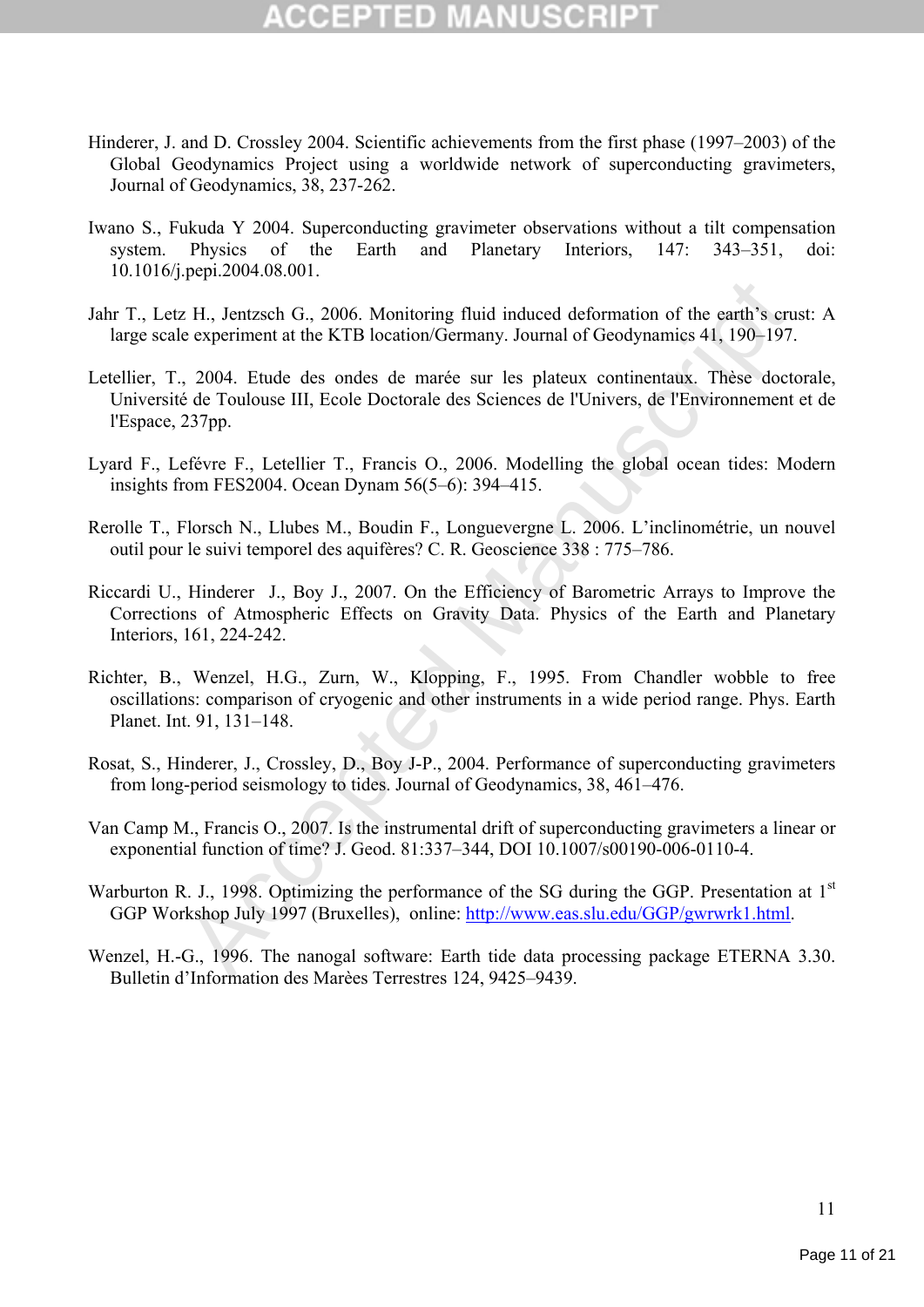Hinderer, J. and D. Crossley 2004. Scientific achievements from the first phase (1997–2003) of the Global Geodynamics Project using a worldwide network of superconducting gravimeters, Journal of Geodynamics, 38, 237-262.

Iwano S., Fukuda Y 2004. Superconducting gravimeter observations without a tilt compensation system. Physics of the Earth and Planetary Interiors, 147: 343–351, doi: 10.1016/j.pepi.2004.08.001.

Jahr T., Letz H., Jentzsch G., 2006. Monitoring fluid induced deformation of the earth's crust: A large scale experiment at the KTB location/Germany. Journal of Geodynamics 41, 190–197.

Letellier, T., 2004. Etude des ondes de marée sur les plateux continentaux. Thèse doctorale, Université de Toulouse III, Ecole Doctorale des Sciences de l'Univers, de l'Environnement et de l'Espace, 237pp.

Lyard F., Lefévre F., Letellier T., Francis O., 2006. Modelling the global ocean tides: Modern insights from FES2004. Ocean Dynam 56(5–6): 394–415.

Rerolle T., Florsch N., Llubes M., Boudin F., Longuevergne L. 2006. L'inclinométrie, un nouvel outil pour le suivi temporel des aquifères? C. R. Geoscience 338 : 775–786.

Riccardi U., Hinderer J., Boy J., 2007. On the Efficiency of Barometric Arrays to Improve the Corrections of Atmospheric Effects on Gravity Data. Physics of the Earth and Planetary Interiors, 161, 224-242.

Richter, B., Wenzel, H.G., Zurn, W., Klopping, F., 1995. From Chandler wobble to free oscillations: comparison of cryogenic and other instruments in a wide period range. Phys. Earth Planet. Int. 91, 131–148.

Rosat, S., Hinderer, J., Crossley, D., Boy J-P., 2004. Performance of superconducting gravimeters from long-period seismology to tides. Journal of Geodynamics, 38, 461–476.

Van Camp M., Francis O., 2007. Is the instrumental drift of superconducting gravimeters a linear or exponential function of time? J. Geod. 81:337–344, DOI 10.1007/s00190-006-0110-4.

Warburton R. J., 1998. Optimizing the performance of the SG during the GGP. Presentation at 1st GGP Workshop July 1997 (Bruxelles), online: http://www.eas.slu.edu/GGP/gwrwrk1.html.

Wenzel, H.-G., 1996. The nanogal software: Earth tide data processing package ETERNA 3.30. Bulletin d'Information des Marèes Terrestres 124, 9425–9439.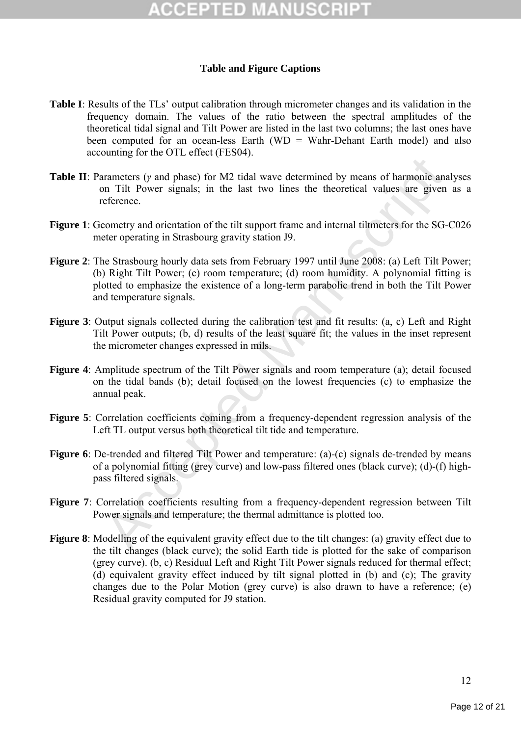## Table and Figure Captions

**Table I**: Results of the TLs' output calibration through micrometer changes and its validation in the frequency domain. The values of the ratio between the spectral amplitudes of the theoretical tidal signal and Tilt Power are listed in the last two columns; the last ones have been computed for an ocean-less Earth (WD = Wahr-Dehant Earth model) and also accounting for the OTL effect (FES04).

**Table II**: Parameters ($\gamma$ and phase) for M2 tidal wave determined by means of harmonic analyses on Tilt Power signals; in the last two lines the theoretical values are given as a reference.

**Figure 1**: Geometry and orientation of the tilt support frame and internal tiltmeters for the SG-C026 meter operating in Strasbourg gravity station J9.

**Figure 2**: The Strasbourg hourly data sets from February 1997 until June 2008: (a) Left Tilt Power; (b) Right Tilt Power; (c) room temperature; (d) room humidity. A polynomial fitting is plotted to emphasize the existence of a long-term parabolic trend in both the Tilt Power and temperature signals.

**Figure 3**: Output signals collected during the calibration test and fit results: (a, c) Left and Right Tilt Power outputs; (b, d) results of the least square fit; the values in the inset represent the micrometer changes expressed in mils.

**Figure 4**: Amplitude spectrum of the Tilt Power signals and room temperature (a); detail focused on the tidal bands (b); detail focused on the lowest frequencies (c) to emphasize the annual peak.

**Figure 5**: Correlation coefficients coming from a frequency-dependent regression analysis of the Left TL output versus both theoretical tilt tide and temperature.

**Figure 6**: De-trended and filtered Tilt Power and temperature: (a)-(c) signals de-trended by means of a polynomial fitting (grey curve) and low-pass filtered ones (black curve); (d)-(f) high-pass filtered signals.

**Figure 7**: Correlation coefficients resulting from a frequency-dependent regression between Tilt Power signals and temperature; the thermal admittance is plotted too.

**Figure 8**: Modelling of the equivalent gravity effect due to the tilt changes: (a) gravity effect due to the tilt changes (black curve); the solid Earth tide is plotted for the sake of comparison (grey curve). (b, c) Residual Left and Right Tilt Power signals reduced for thermal effect; (d) equivalent gravity effect induced by tilt signal plotted in (b) and (c); The gravity changes due to the Polar Motion (grey curve) is also drawn to have a reference; (e) Residual gravity computed for J9 station.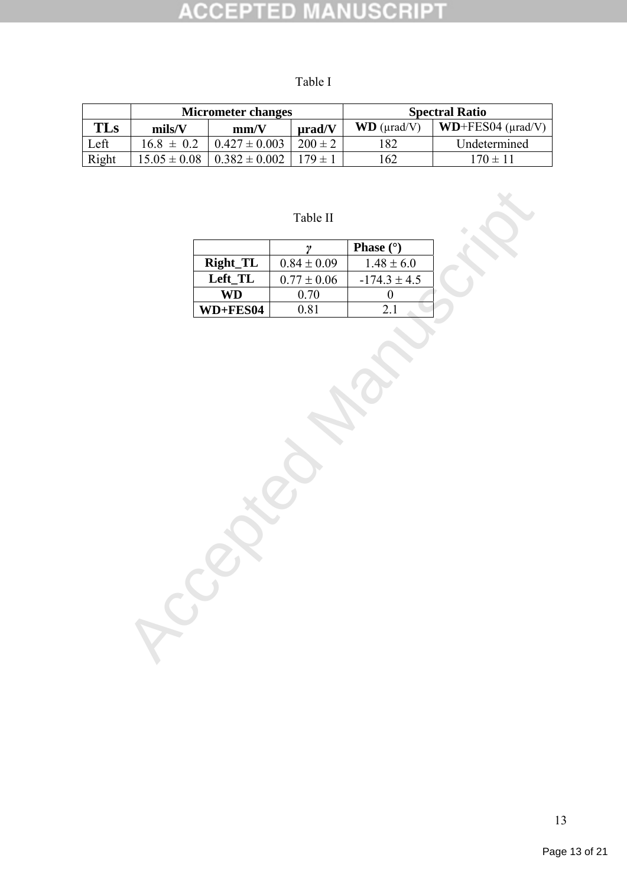Table I

| | Micrometer changes | | | Spectral Ratio | |
|---|---|---|---|---|---|
| **TLs** | **mils/V** | **mm/V** | **μrad/V** | **WD** (μrad/V) | **WD**+FES04 (μrad/V) |
| Left | 16.8 ± 0.2 | 0.427 ± 0.003 | 200 ± 2 | 182 | Undetermined |
| Right | 15.05 ± 0.08 | 0.382 ± 0.002 | 179 ± 1 | 162 | 170 ± 11 |

Table II

| | $\gamma$ | **Phase (°)** |
|---|---|---|
| **Right_TL** | 0.84 ± 0.09 | 1.48 ± 6.0 |
| **Left_TL** | 0.77 ± 0.06 | -174.3 ± 4.5 |
| **WD** | 0.70 | 0 |
| **WD+FES04** | 0.81 | 2.1 |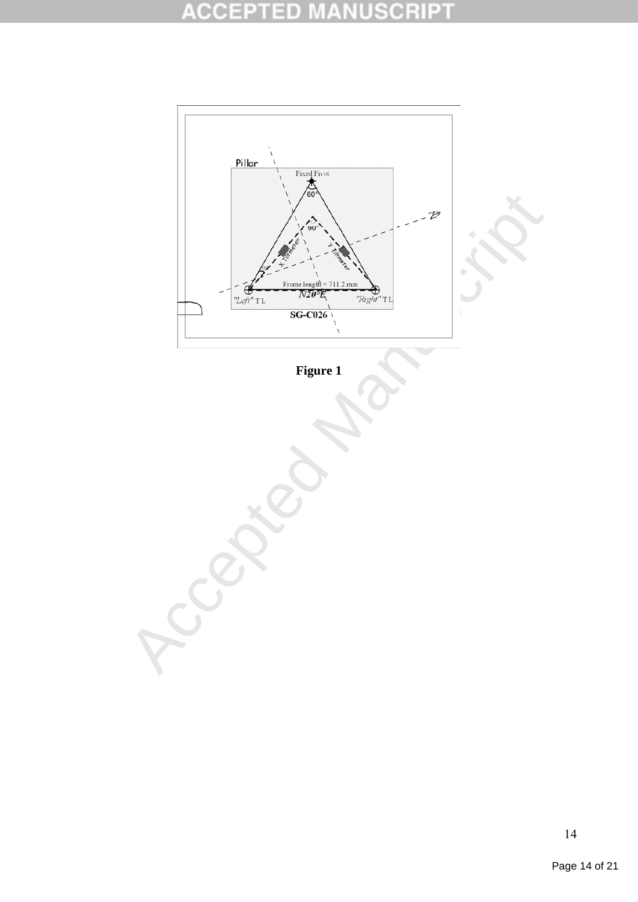Figure 1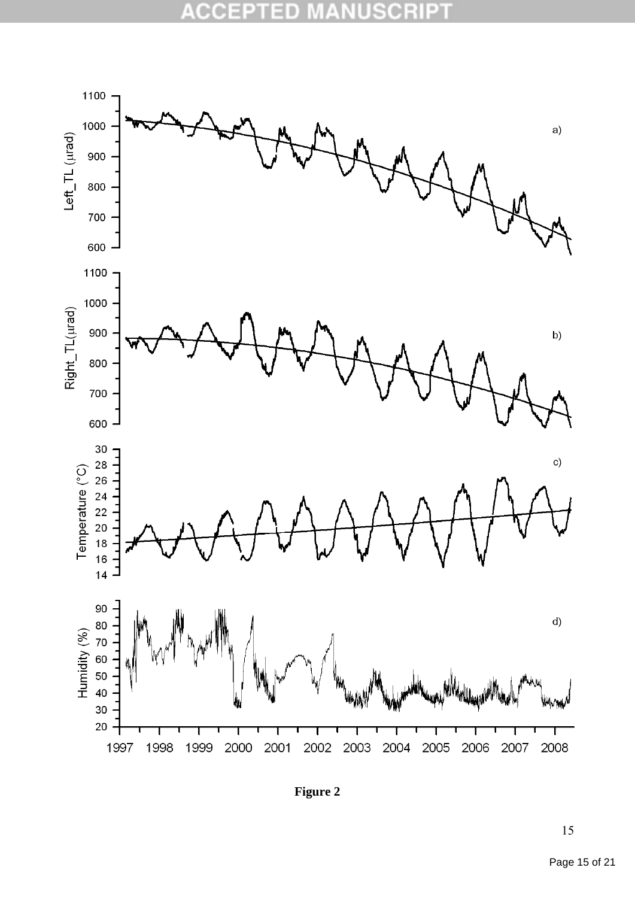**Figure 2**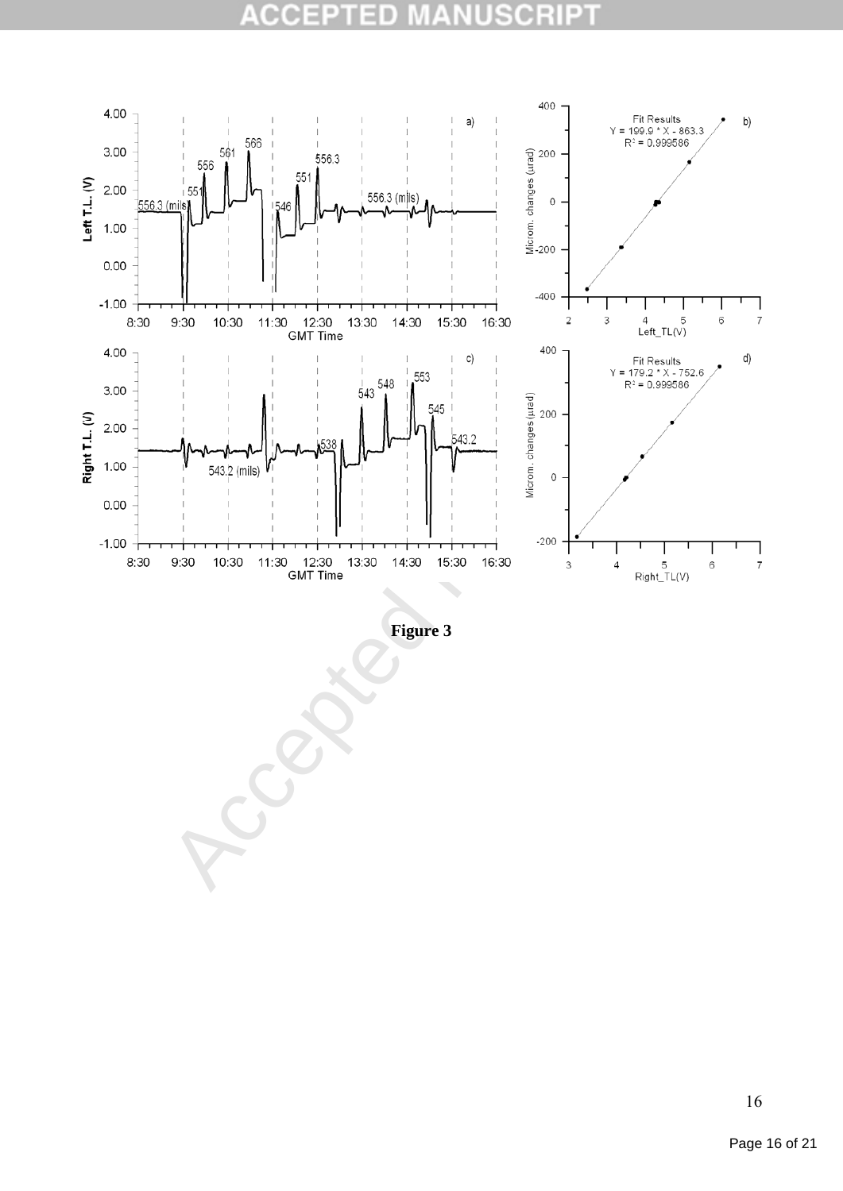**Figure 3**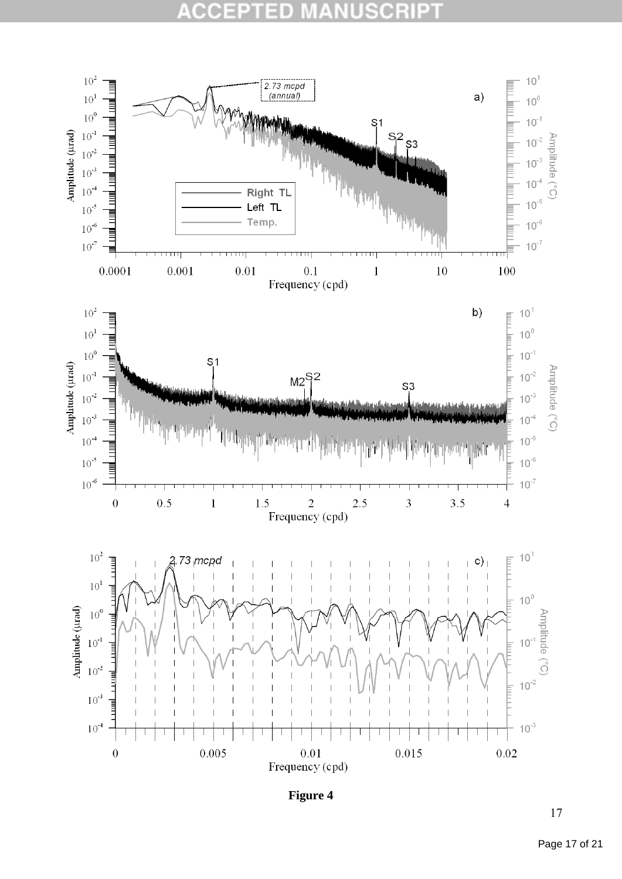**Figure 4**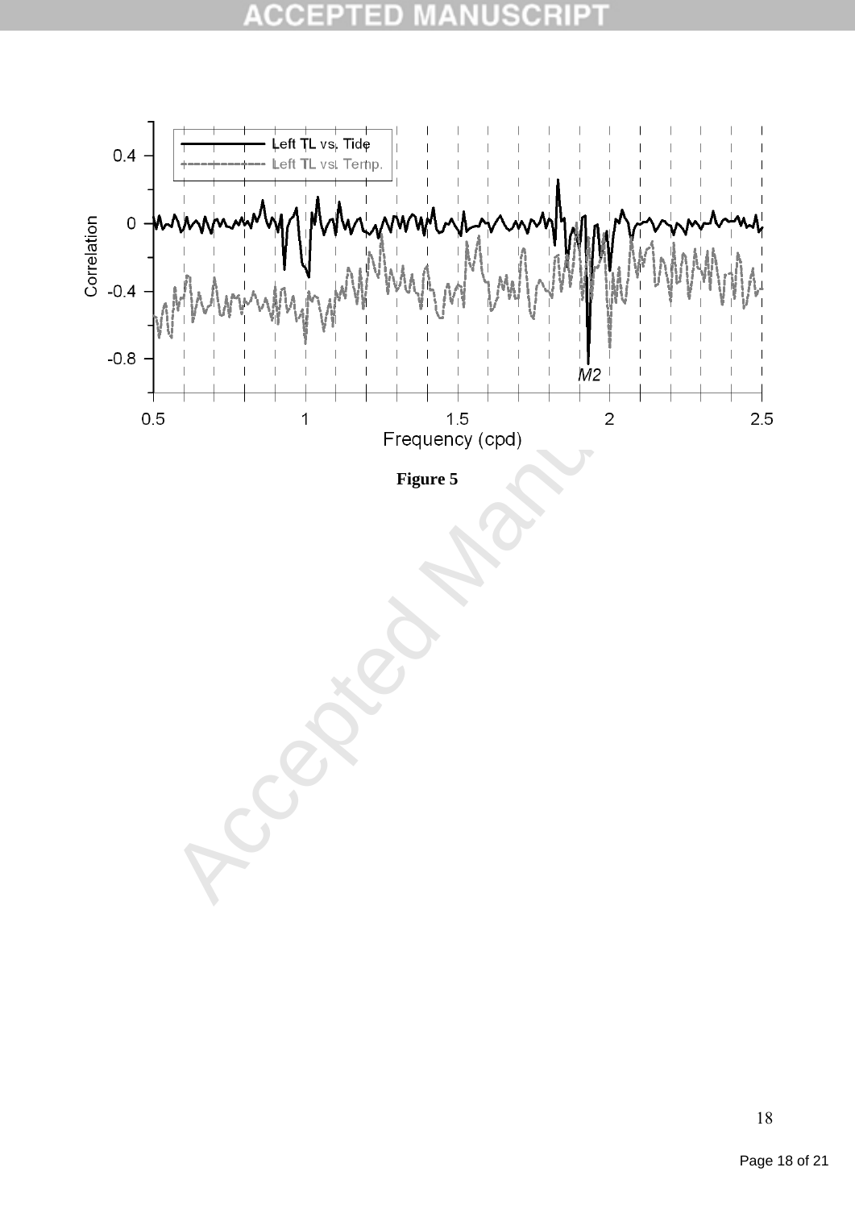**Figure 5**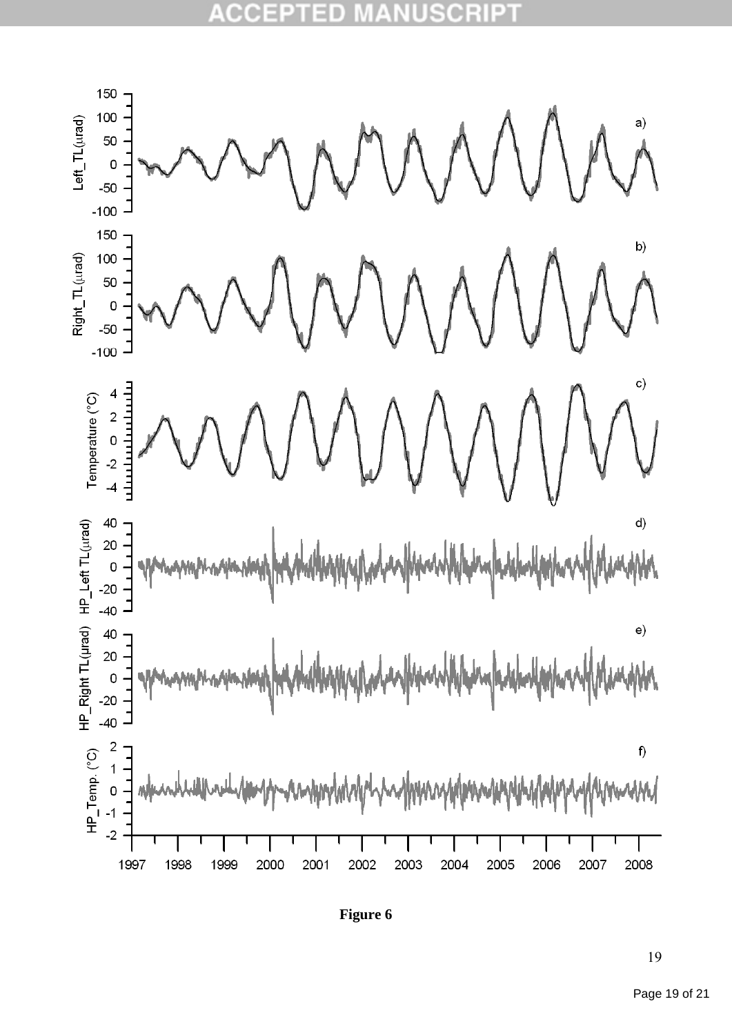**Figure 6**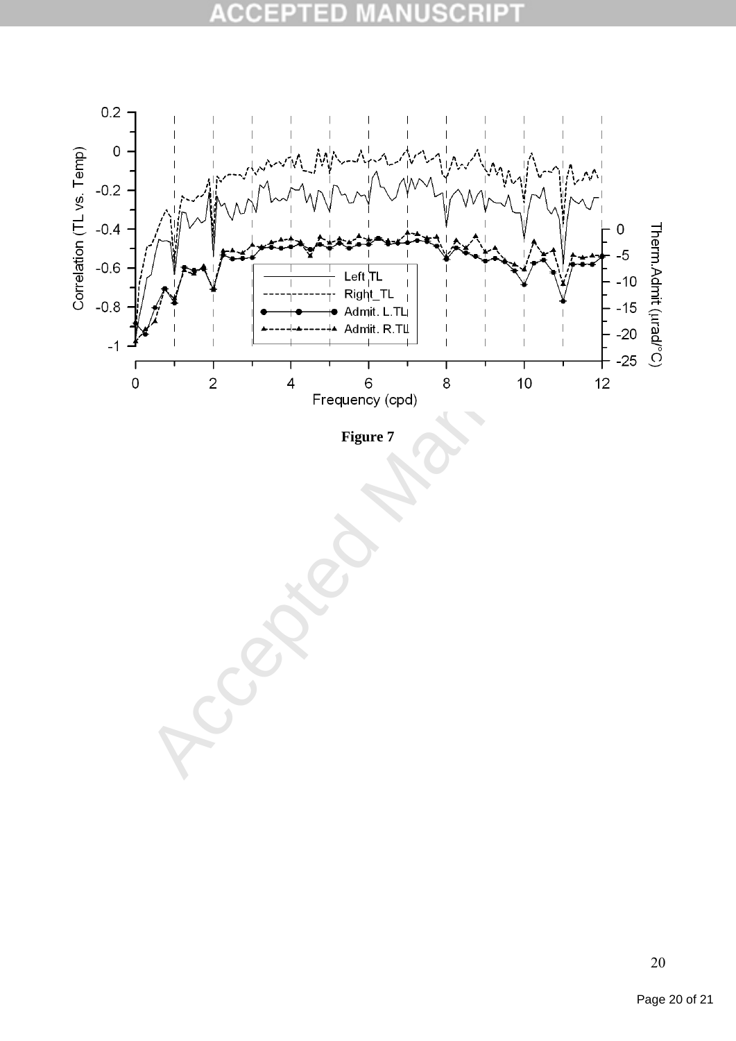Figure 7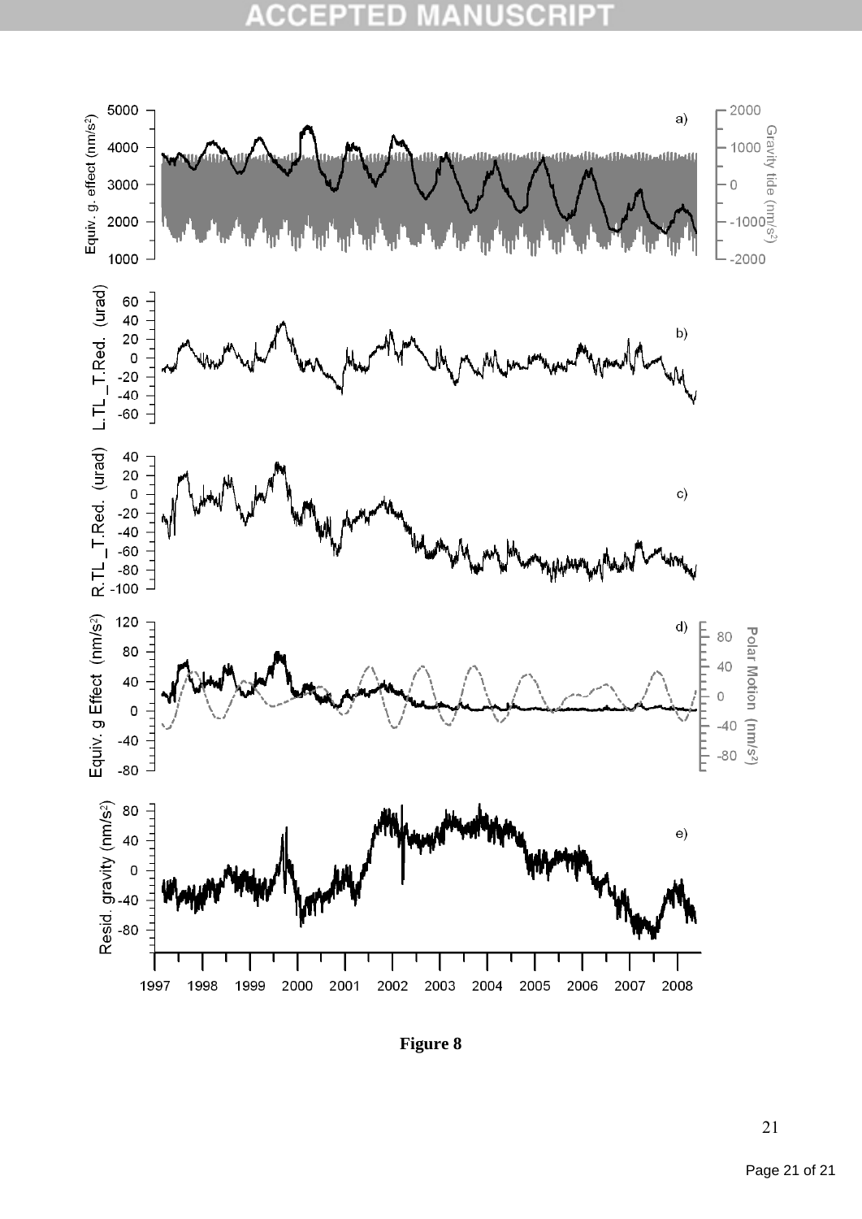a)

Equiv. g. effect (nm/s²)

5000
4000
3000
2000
1000

Gravity tide (nm/s²)

2000
1000
0
-1000
-2000

b)

L.TL _T.Red. (urad)

60
40
20
0
-20
-40
-60

c)

R.TL _T.Red. (urad)

40
20
0
-20
-40
-60
-80
-100

d)

Equiv. g Effect (nm/s²)

120
80
40
0
-40
-80

Polar Motion (nm/s²)

80
40
0
-40
-80

e)

Resid. gravity (nm/s²)

80
40
0
-40
-80

1997 1998 1999 2000 2001 2002 2003 2004 2005 2006 2007 2008

**Figure 8**